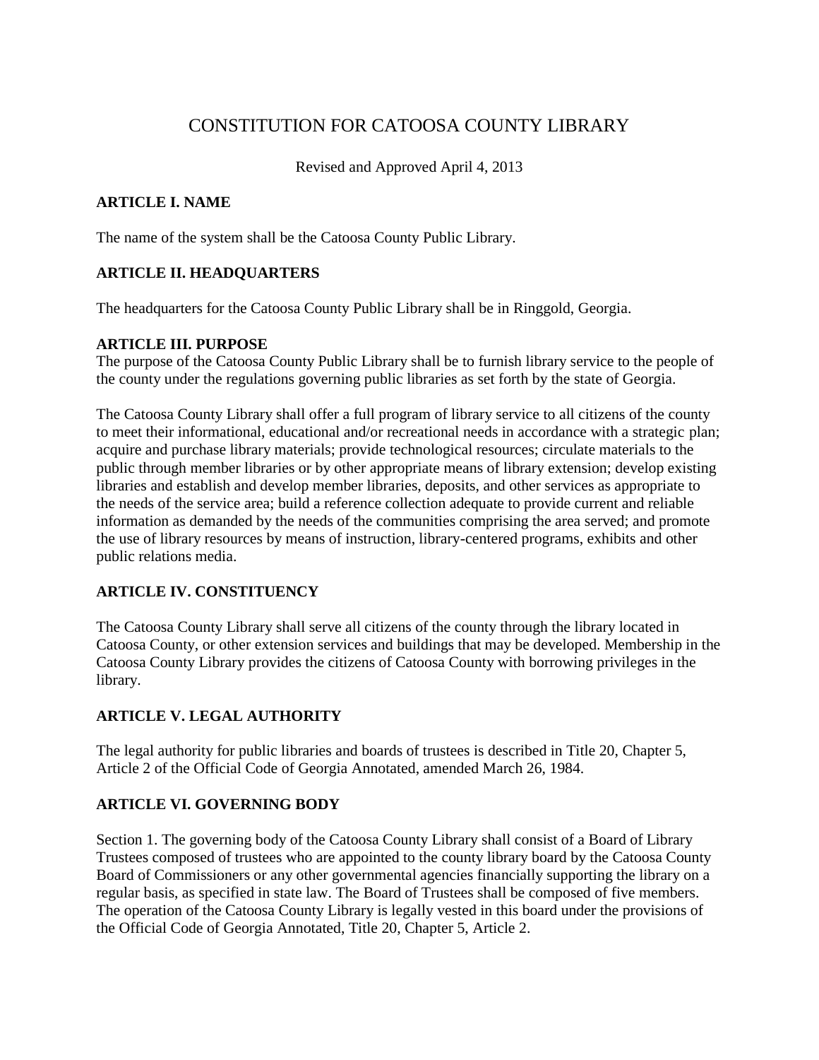# CONSTITUTION FOR CATOOSA COUNTY LIBRARY

Revised and Approved April 4, 2013

## ARTICLE I. NAME

The name of the system shall be the Catoosa County Public Library.

## ARTICLE II. HEADQUARTERS

The headquarters for the Catoosa County Public Library shall be in Ringgold, Georgia.

## ARTICLE III. PURPOSE

The purpose of the Catoosa County Public Library shall be to furnish library service to the people of the county under the regulations governing public libraries as set forth by the state of Georgia.

The Catoosa County Library shall offer a full program of library service to all citizens of the county to meet their informational, educational and/or recreational needs in accordance with a strategic plan; acquire and purchase library materials; provide technological resources; circulate materials to the public through member libraries or by other appropriate means of library extension; develop existing libraries and establish and develop member libraries, deposits, and other services as appropriate to the needs of the service area; build a reference collection adequate to provide current and reliable information as demanded by the needs of the communities comprising the area served; and promote the use of library resources by means of instruction, library-centered programs, exhibits and other public relations media.

## ARTICLE IV. CONSTITUENCY

The Catoosa County Library shall serve all citizens of the county through the library located in Catoosa County, or other extension services and buildings that may be developed. Membership in the Catoosa County Library provides the citizens of Catoosa County with borrowing privileges in the library.

## ARTICLE V. LEGAL AUTHORITY

The legal authority for public libraries and boards of trustees is described in Title 20, Chapter 5, Article 2 of the Official Code of Georgia Annotated, amended March 26, 1984.

## ARTICLE VI. GOVERNING BODY

Section 1. The governing body of the Catoosa County Library shall consist of a Board of Library Trustees composed of trustees who are appointed to the county library board by the Catoosa County Board of Commissioners or any other governmental agencies financially supporting the library on a regular basis, as specified in state law. The Board of Trustees shall be composed of five members. The operation of the Catoosa County Library is legally vested in this board under the provisions of the Official Code of Georgia Annotated, Title 20, Chapter 5, Article 2.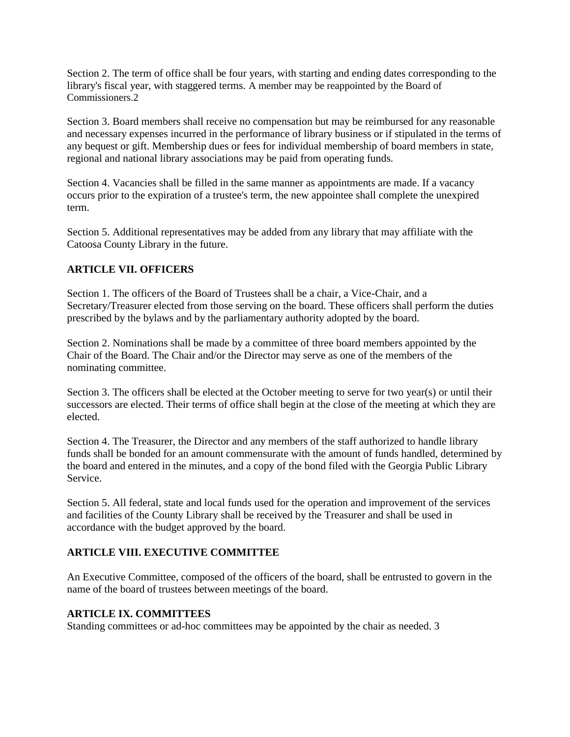Section 2. The term of office shall be four years, with starting and ending dates corresponding to the library's fiscal year, with staggered terms. A member may be reappointed by the Board of Commissioners.2

Section 3. Board members shall receive no compensation but may be reimbursed for any reasonable and necessary expenses incurred in the performance of library business or if stipulated in the terms of any bequest or gift. Membership dues or fees for individual membership of board members in state, regional and national library associations may be paid from operating funds.

Section 4. Vacancies shall be filled in the same manner as appointments are made. If a vacancy occurs prior to the expiration of a trustee's term, the new appointee shall complete the unexpired term.

Section 5. Additional representatives may be added from any library that may affiliate with the Catoosa County Library in the future.

**ARTICLE VII. OFFICERS**

Section 1. The officers of the Board of Trustees shall be a chair, a Vice-Chair, and a Secretary/Treasurer elected from those serving on the board. These officers shall perform the duties prescribed by the bylaws and by the parliamentary authority adopted by the board.

Section 2. Nominations shall be made by a committee of three board members appointed by the Chair of the Board. The Chair and/or the Director may serve as one of the members of the nominating committee.

Section 3. The officers shall be elected at the October meeting to serve for two year(s) or until their successors are elected. Their terms of office shall begin at the close of the meeting at which they are elected.

Section 4. The Treasurer, the Director and any members of the staff authorized to handle library funds shall be bonded for an amount commensurate with the amount of funds handled, determined by the board and entered in the minutes, and a copy of the bond filed with the Georgia Public Library Service.

Section 5. All federal, state and local funds used for the operation and improvement of the services and facilities of the County Library shall be received by the Treasurer and shall be used in accordance with the budget approved by the board.

**ARTICLE VIII. EXECUTIVE COMMITTEE**

An Executive Committee, composed of the officers of the board, shall be entrusted to govern in the name of the board of trustees between meetings of the board.

**ARTICLE IX. COMMITTEES**

Standing committees or ad-hoc committees may be appointed by the chair as needed. 3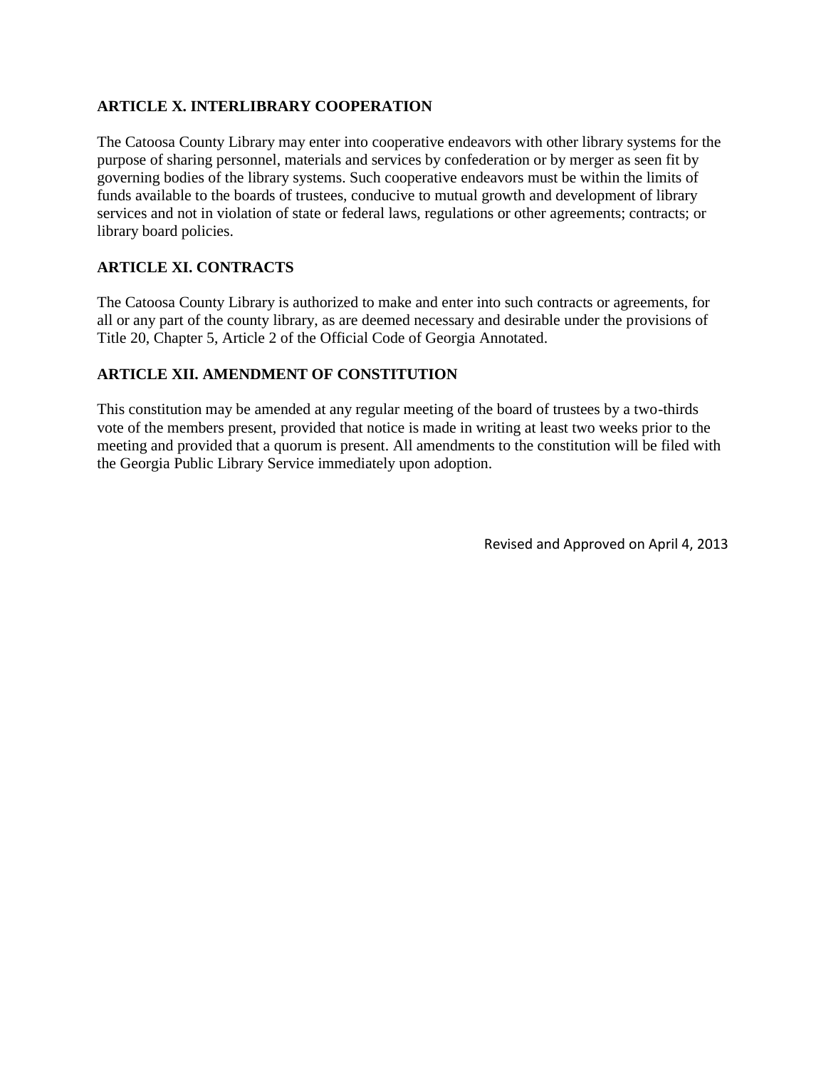**ARTICLE X. INTERLIBRARY COOPERATION**

The Catoosa County Library may enter into cooperative endeavors with other library systems for the purpose of sharing personnel, materials and services by confederation or by merger as seen fit by governing bodies of the library systems. Such cooperative endeavors must be within the limits of funds available to the boards of trustees, conducive to mutual growth and development of library services and not in violation of state or federal laws, regulations or other agreements; contracts; or library board policies.

**ARTICLE XI. CONTRACTS**

The Catoosa County Library is authorized to make and enter into such contracts or agreements, for all or any part of the county library, as are deemed necessary and desirable under the provisions of Title 20, Chapter 5, Article 2 of the Official Code of Georgia Annotated.

**ARTICLE XII. AMENDMENT OF CONSTITUTION**

This constitution may be amended at any regular meeting of the board of trustees by a two-thirds vote of the members present, provided that notice is made in writing at least two weeks prior to the meeting and provided that a quorum is present. All amendments to the constitution will be filed with the Georgia Public Library Service immediately upon adoption.

Revised and Approved on April 4, 2013